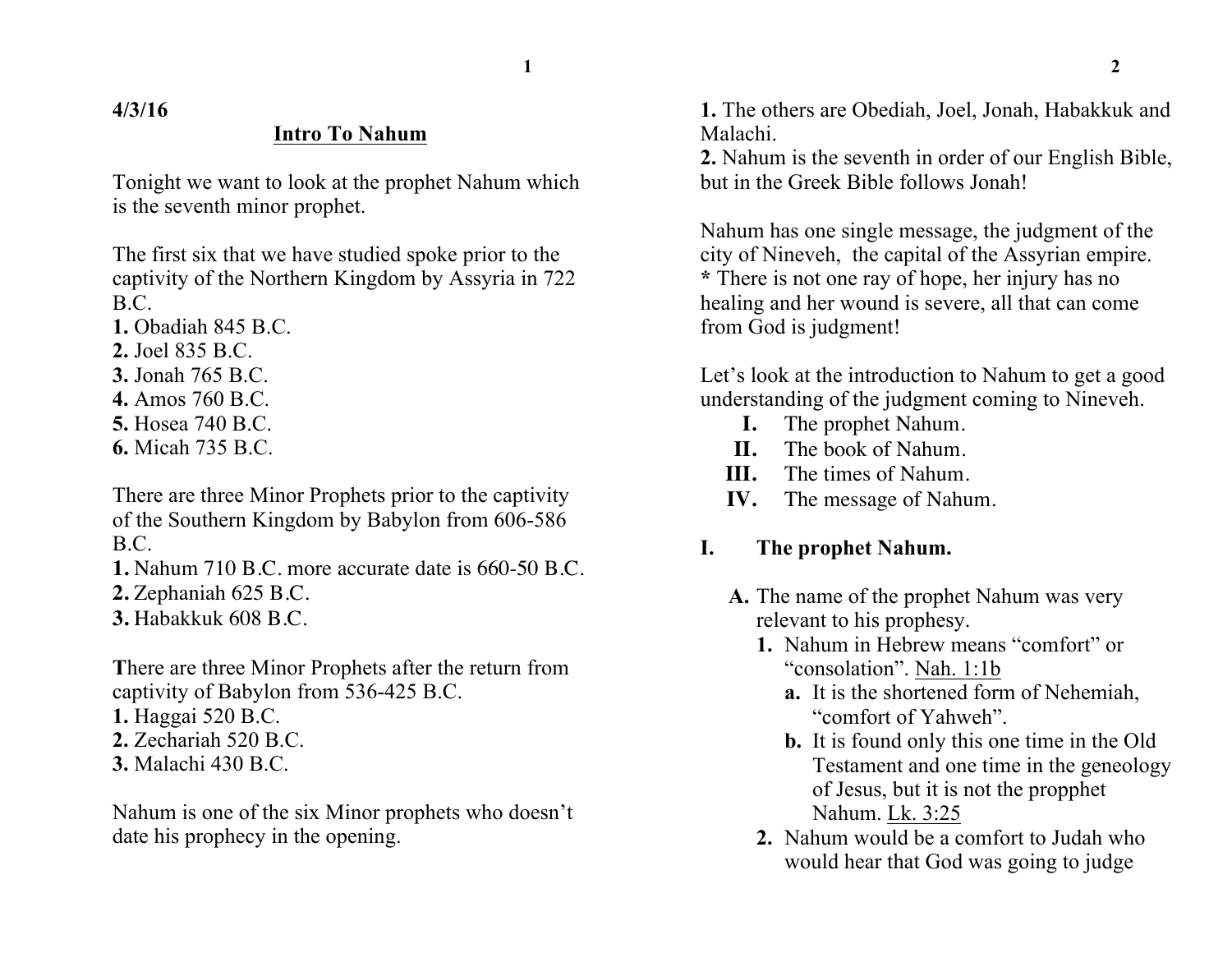4/3/16

## Intro To Nahum

Tonight we want to look at the prophet Nahum which is the seventh minor prophet.

The first six that we have studied spoke prior to the captivity of the Northern Kingdom by Assyria in 722 B.C.

**1.** Obadiah 845 B.C.
**2.** Joel 835 B.C.
**3.** Jonah 765 B.C.
**4.** Amos 760 B.C.
**5.** Hosea 740 B.C.
**6.** Micah 735 B.C.

There are three Minor Prophets prior to the captivity of the Southern Kingdom by Babylon from 606-586 B.C.

**1.** Nahum 710 B.C. more accurate date is 660-50 B.C.
**2.** Zephaniah 625 B.C.
**3.** Habakkuk 608 B.C.

**T**here are three Minor Prophets after the return from captivity of Babylon from 536-425 B.C.

**1.** Haggai 520 B.C.
**2.** Zechariah 520 B.C.
**3.** Malachi 430 B.C.

Nahum is one of the six Minor prophets who doesn't date his prophecy in the opening.

**1.** The others are Obediah, Joel, Jonah, Habakkuk and Malachi.
**2.** Nahum is the seventh in order of our English Bible, but in the Greek Bible follows Jonah!

Nahum has one single message, the judgment of the city of Nineveh, the capital of the Assyrian empire.
**\*** There is not one ray of hope, her injury has no healing and her wound is severe, all that can come from God is judgment!

Let's look at the introduction to Nahum to get a good understanding of the judgment coming to Nineveh.

- **I.** The prophet Nahum.
- **II.** The book of Nahum.
- **III.** The times of Nahum.
- **IV.** The message of Nahum.

### I. The prophet Nahum.

**A.** The name of the prophet Nahum was very relevant to his prophesy.

  **1.** Nahum in Hebrew means "comfort" or "consolation". Nah. 1:1b

   **a.** It is the shortened form of Nehemiah, "comfort of Yahweh".

   **b.** It is found only this one time in the Old Testament and one time in the geneology of Jesus, but it is not the propphet Nahum. Lk. 3:25

  **2.** Nahum would be a comfort to Judah who would hear that God was going to judge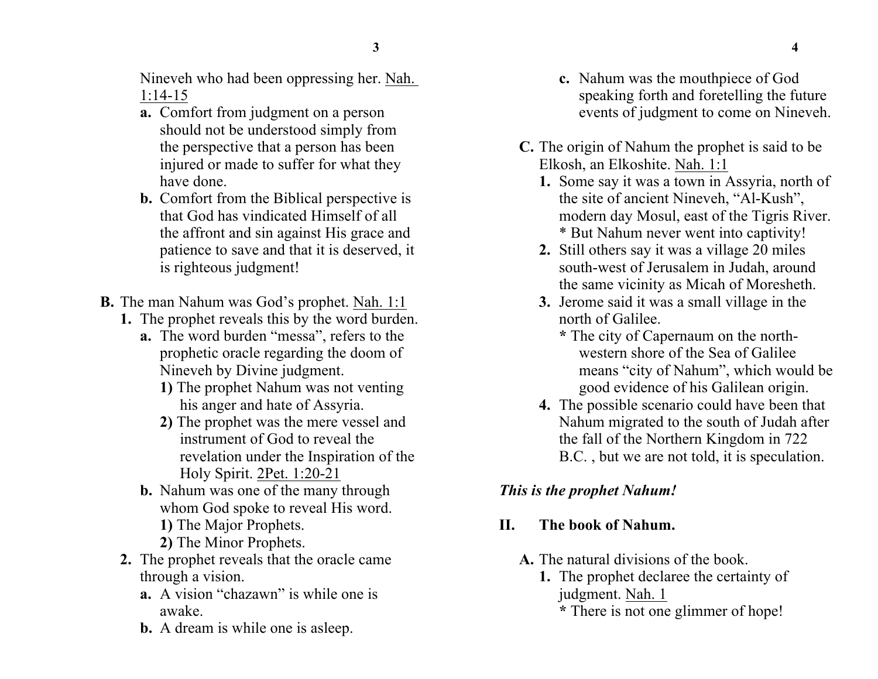Nineveh who had been oppressing her. Nah. 1:14-15

- **a.** Comfort from judgment on a person should not be understood simply from the perspective that a person has been injured or made to suffer for what they have done.
- **b.** Comfort from the Biblical perspective is that God has vindicated Himself of all the affront and sin against His grace and patience to save and that it is deserved, it is righteous judgment!

**B.** The man Nahum was God's prophet. Nah. 1:1

- **1.** The prophet reveals this by the word burden.
  - **a.** The word burden "messa", refers to the prophetic oracle regarding the doom of Nineveh by Divine judgment.
    - **1)** The prophet Nahum was not venting his anger and hate of Assyria.
    - **2)** The prophet was the mere vessel and instrument of God to reveal the revelation under the Inspiration of the Holy Spirit. 2Pet. 1:20-21
  - **b.** Nahum was one of the many through whom God spoke to reveal His word.
    - **1)** The Major Prophets.
    - **2)** The Minor Prophets.
- **2.** The prophet reveals that the oracle came through a vision.
  - **a.** A vision "chazawn" is while one is awake.
  - **b.** A dream is while one is asleep.
  - **c.** Nahum was the mouthpiece of God speaking forth and foretelling the future events of judgment to come on Nineveh.

**C.** The origin of Nahum the prophet is said to be Elkosh, an Elkoshite. Nah. 1:1

- **1.** Some say it was a town in Assyria, north of the site of ancient Nineveh, "Al-Kush", modern day Mosul, east of the Tigris River.
  \* But Nahum never went into captivity!
- **2.** Still others say it was a village 20 miles south-west of Jerusalem in Judah, around the same vicinity as Micah of Moresheth.
- **3.** Jerome said it was a small village in the north of Galilee.
  **\*** The city of Capernaum on the north-western shore of the Sea of Galilee means "city of Nahum", which would be good evidence of his Galilean origin.
- **4.** The possible scenario could have been that Nahum migrated to the south of Judah after the fall of the Northern Kingdom in 722 B.C. , but we are not told, it is speculation.

***This is the prophet Nahum!***

## II. The book of Nahum.

**A.** The natural divisions of the book.

- **1.** The prophet declaree the certainty of judgment. Nah. 1
  **\*** There is not one glimmer of hope!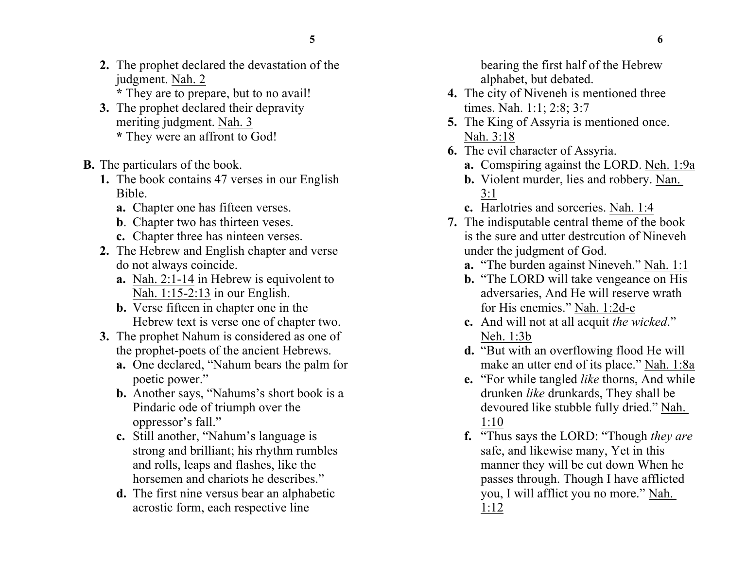2. The prophet declared the devastation of the judgment. Nah. 2
   * They are to prepare, but to no avail!
3. The prophet declared their depravity meriting judgment. Nah. 3
   * They were an affront to God!

**B.** The particulars of the book.

1. The book contains 47 verses in our English Bible.
   - **a.** Chapter one has fifteen verses.
   - **b**. Chapter two has thirteen veses.
   - **c.** Chapter three has ninteen verses.
2. The Hebrew and English chapter and verse do not always coincide.
   - **a.** Nah. 2:1-14 in Hebrew is equivolent to Nah. 1:15-2:13 in our English.
   - **b.** Verse fifteen in chapter one in the Hebrew text is verse one of chapter two.
3. The prophet Nahum is considered as one of the prophet-poets of the ancient Hebrews.
   - **a.** One declared, "Nahum bears the palm for poetic power."
   - **b.** Another says, "Nahums's short book is a Pindaric ode of triumph over the oppressor's fall."
   - **c.** Still another, "Nahum's language is strong and brilliant; his rhythm rumbles and rolls, leaps and flashes, like the horsemen and chariots he describes."
   - **d.** The first nine versus bear an alphabetic acrostic form, each respective line bearing the first half of the Hebrew alphabet, but debated.
4. The city of Niveneh is mentioned three times. Nah. 1:1; 2:8; 3:7
5. The King of Assyria is mentioned once. Nah. 3:18
6. The evil character of Assyria.
   - **a.** Comspiring against the LORD. Neh. 1:9a
   - **b.** Violent murder, lies and robbery. Nan. 3:1
   - **c.** Harlotries and sorceries. Nah. 1:4
7. The indisputable central theme of the book is the sure and utter destrcution of Nineveh under the judgment of God.
   - **a.** "The burden against Nineveh." Nah. 1:1
   - **b.** "The LORD will take vengeance on His adversaries, And He will reserve wrath for His enemies." Nah. 1:2d-e
   - **c.** And will not at all acquit *the wicked*." Neh. 1:3b
   - **d.** "But with an overflowing flood He will make an utter end of its place." Nah. 1:8a
   - **e.** "For while tangled *like* thorns, And while drunken *like* drunkards, They shall be devoured like stubble fully dried." Nah. 1:10
   - **f.** "Thus says the LORD: "Though *they are* safe, and likewise many, Yet in this manner they will be cut down When he passes through. Though I have afflicted you, I will afflict you no more." Nah. 1:12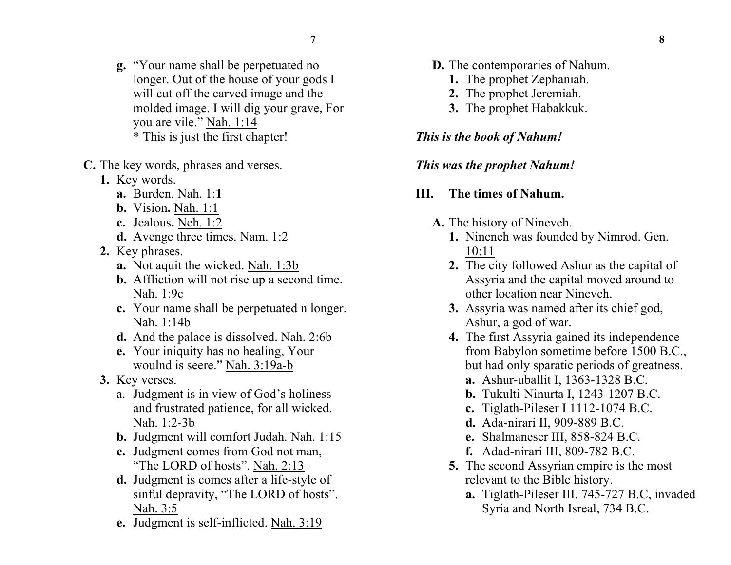**g.** "Your name shall be perpetuated no longer. Out of the house of your gods I will cut off the carved image and the molded image. I will dig your grave, For you are vile." Nah. 1:14
* This is just the first chapter!

**C.** The key words, phrases and verses.

**1.** Key words.

**a.** Burden. Nah. 1:**1**

**b.** Vision**.** Nah. 1:1

**c.** Jealous**.** Neh. 1:2

**d.** Avenge three times. Nam. 1:2

**2.** Key phrases.

**a.** Not aquit the wicked. Nah. 1:3b

**b.** Affliction will not rise up a second time. Nah. 1:9c

**c.** Your name shall be perpetuated n longer. Nah. 1:14b

**d.** And the palace is dissolved. Nah. 2:6b

**e.** Your iniquity has no healing, Your woulnd is seere." Nah. 3:19a-b

**3.** Key verses.

a. Judgment is in view of God's holiness and frustrated patience, for all wicked. Nah. 1:2-3b

**b.** Judgment will comfort Judah. Nah. 1:15

**c.** Judgment comes from God not man, "The LORD of hosts". Nah. 2:13

**d.** Judgment is comes after a life-style of sinful depravity, "The LORD of hosts". Nah. 3:5

**e.** Judgment is self-inflicted. Nah. 3:19

**D.** The contemporaries of Nahum.

**1.** The prophet Zephaniah.

**2.** The prophet Jeremiah.

**3.** The prophet Habakkuk.

***This is the book of Nahum!***

***This was the prophet Nahum!***

## III. The times of Nahum.

**A.** The history of Nineveh.

**1.** Nineneh was founded by Nimrod. Gen. 10:11

**2.** The city followed Ashur as the capital of Assyria and the capital moved around to other location near Nineveh.

**3.** Assyria was named after its chief god, Ashur, a god of war.

**4.** The first Assyria gained its independence from Babylon sometime before 1500 B.C., but had only sparatic periods of greatness.

**a.** Ashur-uballit I, 1363-1328 B.C.

**b.** Tukulti-Ninurta I, 1243-1207 B.C.

**c.** Tiglath-Pileser I 1112-1074 B.C.

**d.** Ada-nirari II, 909-889 B.C.

**e.** Shalmaneser III, 858-824 B.C.

**f.** Adad-nirari III, 809-782 B.C.

**5.** The second Assyrian empire is the most relevant to the Bible history.

**a.** Tiglath-Pileser III, 745-727 B.C, invaded Syria and North Isreal, 734 B.C.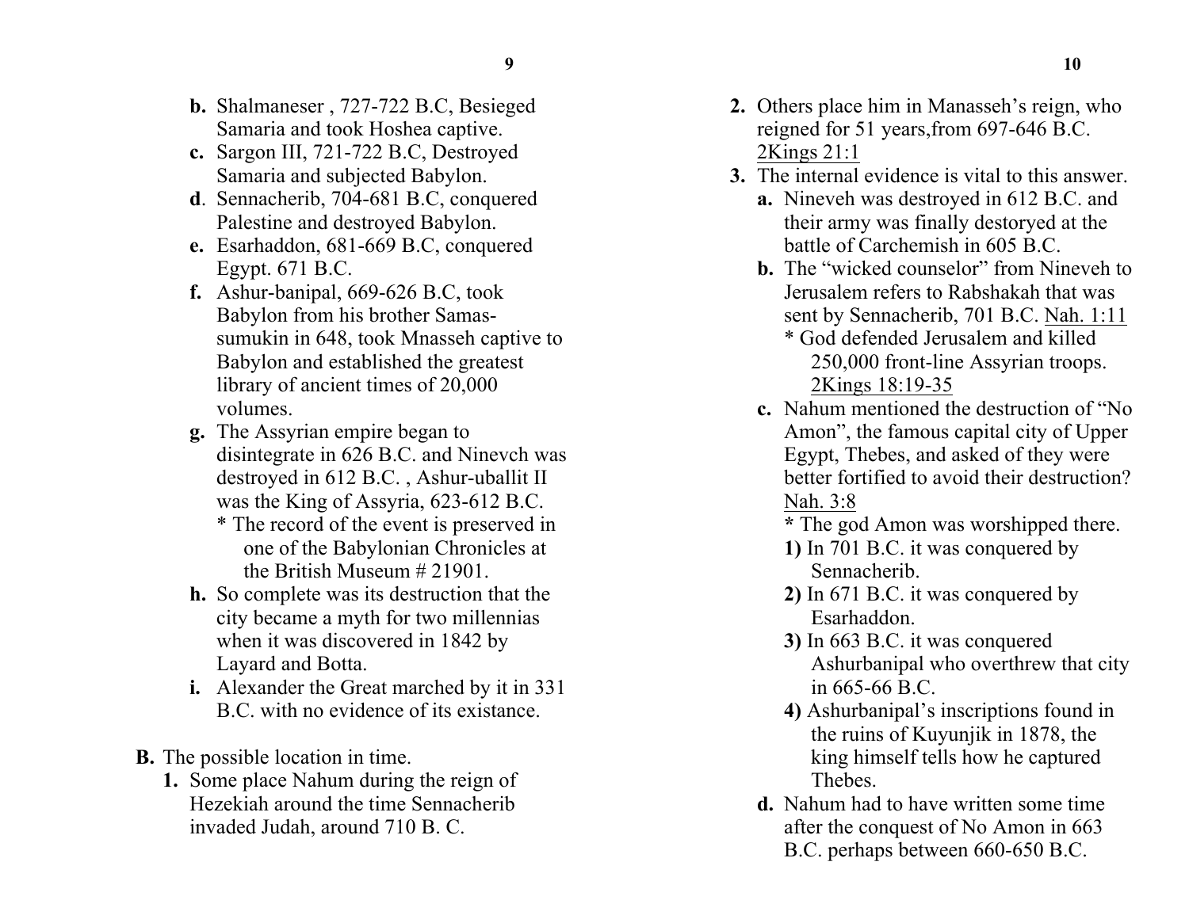**b.** Shalmaneser , 727-722 B.C, Besieged Samaria and took Hoshea captive.

**c.** Sargon III, 721-722 B.C, Destroyed Samaria and subjected Babylon.

**d**. Sennacherib, 704-681 B.C, conquered Palestine and destroyed Babylon.

**e.** Esarhaddon, 681-669 B.C, conquered Egypt. 671 B.C.

**f.** Ashur-banipal, 669-626 B.C, took Babylon from his brother Samas-sumukin in 648, took Mnasseh captive to Babylon and established the greatest library of ancient times of 20,000 volumes.

**g.** The Assyrian empire began to disintegrate in 626 B.C. and Ninevch was destroyed in 612 B.C. , Ashur-uballit II was the King of Assyria, 623-612 B.C.

* The record of the event is preserved in one of the Babylonian Chronicles at the British Museum # 21901.

**h.** So complete was its destruction that the city became a myth for two millennias when it was discovered in 1842 by Layard and Botta.

**i.** Alexander the Great marched by it in 331 B.C. with no evidence of its existance.

**B.** The possible location in time.

**1.** Some place Nahum during the reign of Hezekiah around the time Sennacherib invaded Judah, around 710 B. C.

**2.** Others place him in Manasseh's reign, who reigned for 51 years,from 697-646 B.C. <u>2Kings 21:1</u>

**3.** The internal evidence is vital to this answer.

**a.** Nineveh was destroyed in 612 B.C. and their army was finally destoryed at the battle of Carchemish in 605 B.C.

**b.** The "wicked counselor" from Nineveh to Jerusalem refers to Rabshakah that was sent by Sennacherib, 701 B.C. <u>Nah. 1:11</u>

* God defended Jerusalem and killed 250,000 front-line Assyrian troops. <u>2Kings 18:19-35</u>

**c.** Nahum mentioned the destruction of "No Amon", the famous capital city of Upper Egypt, Thebes, and asked of they were better fortified to avoid their destruction? <u>Nah. 3:8</u>

**\*** The god Amon was worshipped there.

**1)** In 701 B.C. it was conquered by Sennacherib.

**2)** In 671 B.C. it was conquered by Esarhaddon.

**3)** In 663 B.C. it was conquered Ashurbanipal who overthrew that city in 665-66 B.C.

**4)** Ashurbanipal's inscriptions found in the ruins of Kuyunjik in 1878, the king himself tells how he captured Thebes.

**d.** Nahum had to have written some time after the conquest of No Amon in 663 B.C. perhaps between 660-650 B.C.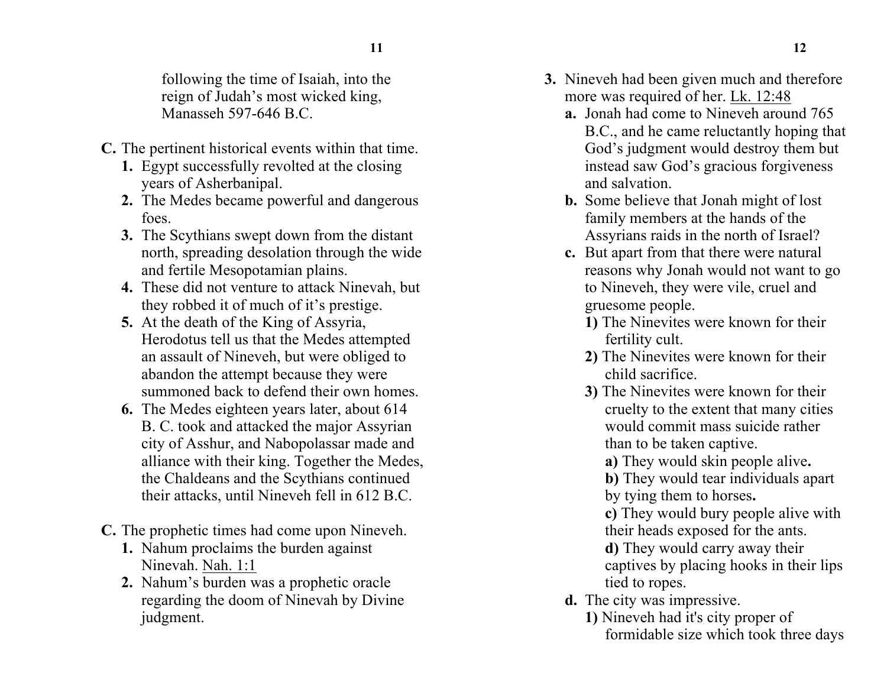following the time of Isaiah, into the reign of Judah's most wicked king, Manasseh 597-646 B.C.

**C.** The pertinent historical events within that time.

1. Egypt successfully revolted at the closing years of Asherbanipal.
2. The Medes became powerful and dangerous foes.
3. The Scythians swept down from the distant north, spreading desolation through the wide and fertile Mesopotamian plains.
4. These did not venture to attack Ninevah, but they robbed it of much of it's prestige.
5. At the death of the King of Assyria, Herodotus tell us that the Medes attempted an assault of Nineveh, but were obliged to abandon the attempt because they were summoned back to defend their own homes.
6. The Medes eighteen years later, about 614 B. C. took and attacked the major Assyrian city of Asshur, and Nabopolassar made and alliance with their king. Together the Medes, the Chaldeans and the Scythians continued their attacks, until Nineveh fell in 612 B.C.

**C.** The prophetic times had come upon Nineveh.

1. Nahum proclaims the burden against Ninevah. <u>Nah. 1:1</u>
2. Nahum's burden was a prophetic oracle regarding the doom of Ninevah by Divine judgment.
3. Nineveh had been given much and therefore more was required of her. <u>Lk. 12:48</u>

   **a.** Jonah had come to Nineveh around 765 B.C., and he came reluctantly hoping that God's judgment would destroy them but instead saw God's gracious forgiveness and salvation.

   **b.** Some believe that Jonah might of lost family members at the hands of the Assyrians raids in the north of Israel?

   **c.** But apart from that there were natural reasons why Jonah would not want to go to Nineveh, they were vile, cruel and gruesome people.

   **1)** The Ninevites were known for their fertility cult.

   **2)** The Ninevites were known for their child sacrifice.

   **3)** The Ninevites were known for their cruelty to the extent that many cities would commit mass suicide rather than to be taken captive.

   **a)** They would skin people alive.

   **b)** They would tear individuals apart by tying them to horses.

   **c)** They would bury people alive with their heads exposed for the ants.

   **d)** They would carry away their captives by placing hooks in their lips tied to ropes.

   **d.** The city was impressive.

   **1)** Nineveh had it's city proper of formidable size which took three days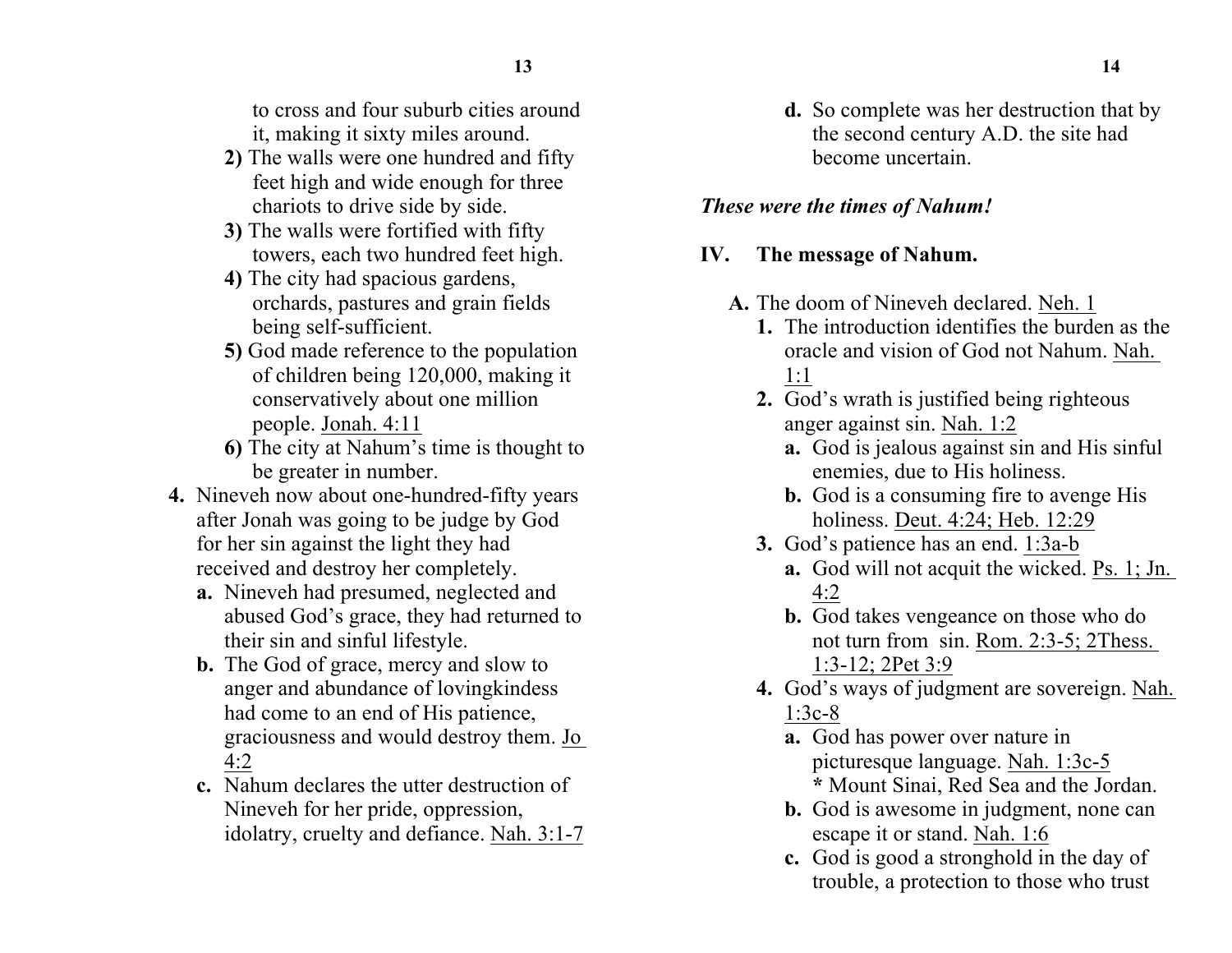to cross and four suburb cities around it, making it sixty miles around.

**2)** The walls were one hundred and fifty feet high and wide enough for three chariots to drive side by side.

**3)** The walls were fortified with fifty towers, each two hundred feet high.

**4)** The city had spacious gardens, orchards, pastures and grain fields being self-sufficient.

**5)** God made reference to the population of children being 120,000, making it conservatively about one million people. Jonah. 4:11

**6)** The city at Nahum's time is thought to be greater in number.

**4.** Nineveh now about one-hundred-fifty years after Jonah was going to be judge by God for her sin against the light they had received and destroy her completely.

- **a.** Nineveh had presumed, neglected and abused God's grace, they had returned to their sin and sinful lifestyle.
- **b.** The God of grace, mercy and slow to anger and abundance of lovingkindess had come to an end of His patience, graciousness and would destroy them. Jo 4:2
- **c.** Nahum declares the utter destruction of Nineveh for her pride, oppression, idolatry, cruelty and defiance. Nah. 3:1-7
- **d.** So complete was her destruction that by the second century A.D. the site had become uncertain.

***These were the times of Nahum!***

## IV. The message of Nahum.

**A.** The doom of Nineveh declared. Neh. 1

**1.** The introduction identifies the burden as the oracle and vision of God not Nahum. Nah. 1:1

**2.** God's wrath is justified being righteous anger against sin. Nah. 1:2

- **a.** God is jealous against sin and His sinful enemies, due to His holiness.
- **b.** God is a consuming fire to avenge His holiness. Deut. 4:24; Heb. 12:29

**3.** God's patience has an end. 1:3a-b

- **a.** God will not acquit the wicked. Ps. 1; Jn. 4:2
- **b.** God takes vengeance on those who do not turn from sin. Rom. 2:3-5; 2Thess. 1:3-12; 2Pet 3:9

**4.** God's ways of judgment are sovereign. Nah. 1:3c-8

- **a.** God has power over nature in picturesque language. Nah. 1:3c-5
  **\*** Mount Sinai, Red Sea and the Jordan.
- **b.** God is awesome in judgment, none can escape it or stand. Nah. 1:6
- **c.** God is good a stronghold in the day of trouble, a protection to those who trust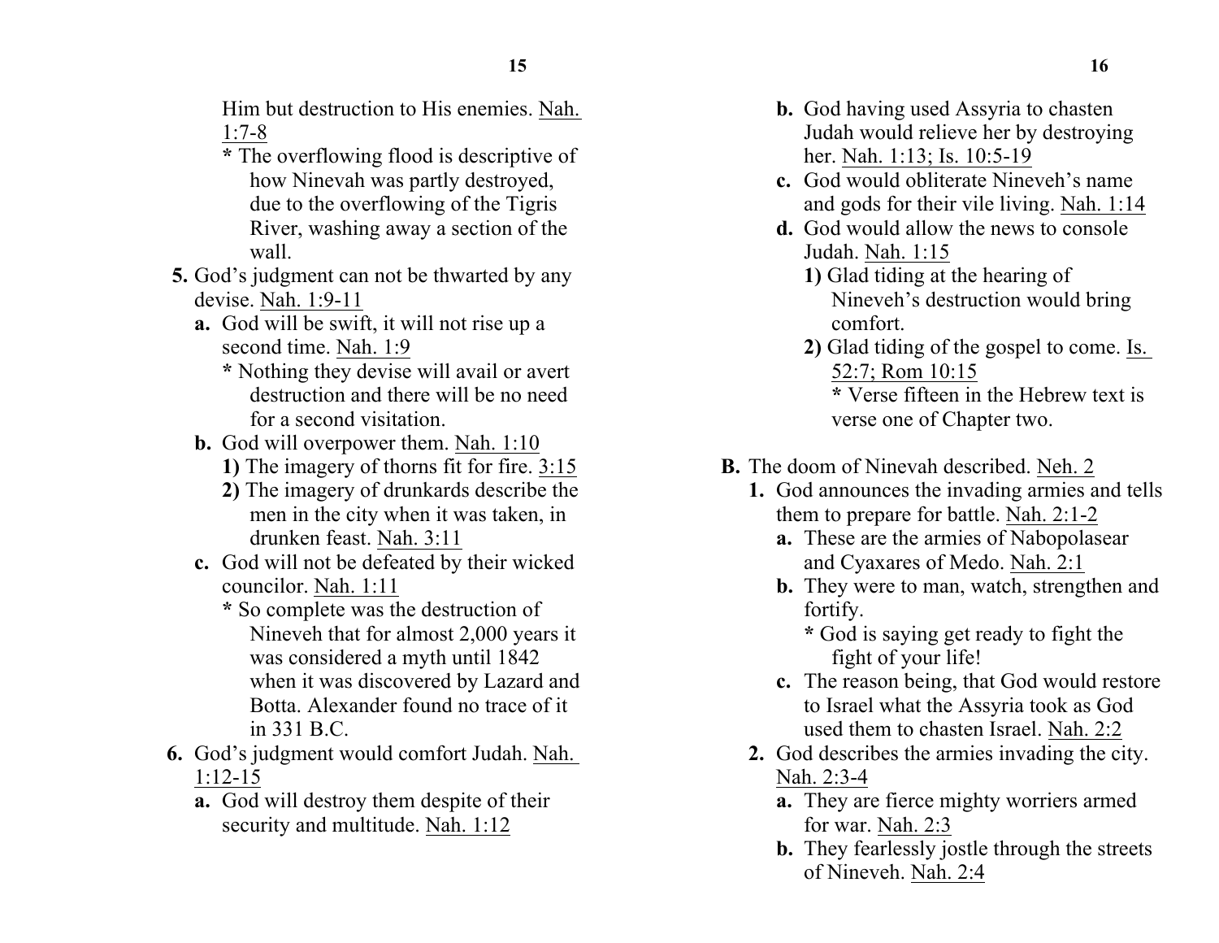Him but destruction to His enemies. Nah. 1:7-8

* The overflowing flood is descriptive of how Ninevah was partly destroyed, due to the overflowing of the Tigris River, washing away a section of the wall.

**5.** God's judgment can not be thwarted by any devise. Nah. 1:9-11

- **a.** God will be swift, it will not rise up a second time. Nah. 1:9
  - * Nothing they devise will avail or avert destruction and there will be no need for a second visitation.
- **b.** God will overpower them. Nah. 1:10
  - **1)** The imagery of thorns fit for fire. 3:15
  - **2)** The imagery of drunkards describe the men in the city when it was taken, in drunken feast. Nah. 3:11
- **c.** God will not be defeated by their wicked councilor. Nah. 1:11
  - * So complete was the destruction of Nineveh that for almost 2,000 years it was considered a myth until 1842 when it was discovered by Lazard and Botta. Alexander found no trace of it in 331 B.C.

**6.** God's judgment would comfort Judah. Nah. 1:12-15

- **a.** God will destroy them despite of their security and multitude. Nah. 1:12
- **b.** God having used Assyria to chasten Judah would relieve her by destroying her. Nah. 1:13; Is. 10:5-19
- **c.** God would obliterate Nineveh's name and gods for their vile living. Nah. 1:14
- **d.** God would allow the news to console Judah. Nah. 1:15
  - **1)** Glad tiding at the hearing of Nineveh's destruction would bring comfort.
  - **2)** Glad tiding of the gospel to come. Is. 52:7; Rom 10:15
    - * Verse fifteen in the Hebrew text is verse one of Chapter two.

**B.** The doom of Nineveh described. Neh. 2

**1.** God announces the invading armies and tells them to prepare for battle. Nah. 2:1-2

- **a.** These are the armies of Nabopolasear and Cyaxares of Medo. Nah. 2:1
- **b.** They were to man, watch, strengthen and fortify.
  - * God is saying get ready to fight the fight of your life!
- **c.** The reason being, that God would restore to Israel what the Assyria took as God used them to chasten Israel. Nah. 2:2

**2.** God describes the armies invading the city. Nah. 2:3-4

- **a.** They are fierce mighty worriers armed for war. Nah. 2:3
- **b.** They fearlessly jostle through the streets of Nineveh. Nah. 2:4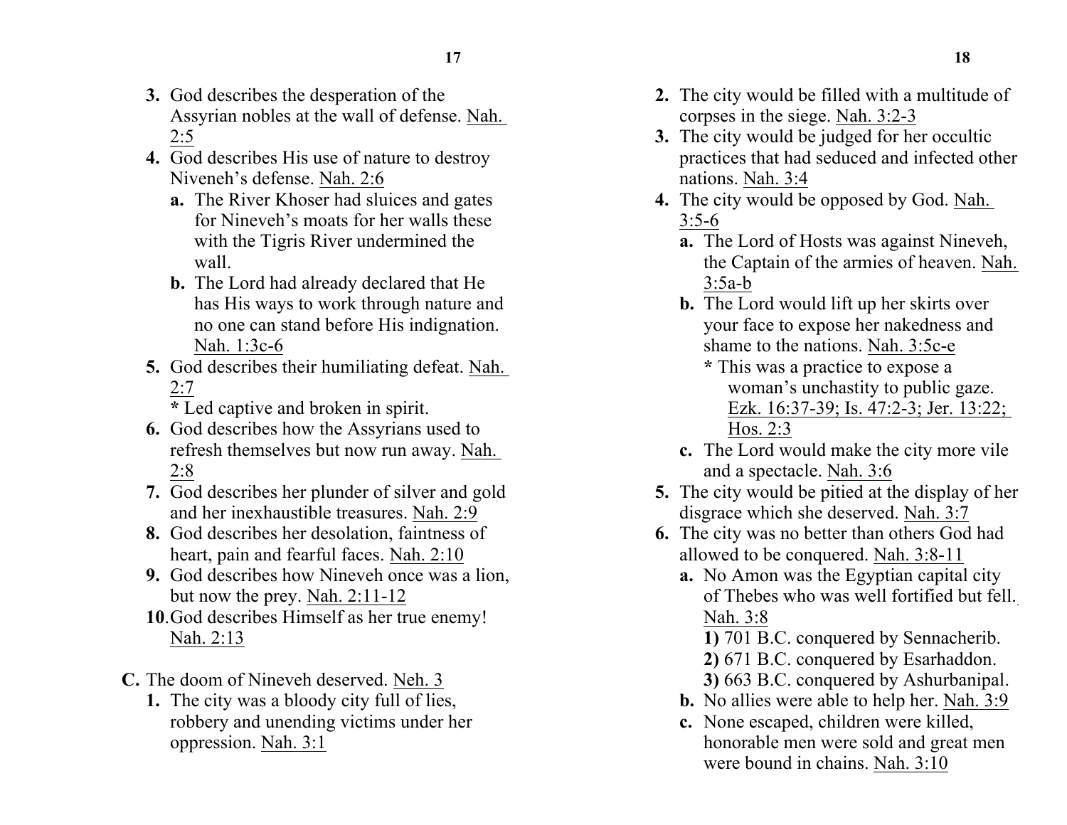3. **3.** God describes the desperation of the Assyrian nobles at the wall of defense. Nah. 2:5
4. **4.** God describes His use of nature to destroy Niveneh's defense. Nah. 2:6
   - **a.** The River Khoser had sluices and gates for Nineveh's moats for her walls these with the Tigris River undermined the wall.
   - **b.** The Lord had already declared that He has His ways to work through nature and no one can stand before His indignation. Nah. 1:3c-6
5. **5.** God describes their humiliating defeat. Nah. 2:7
   - * Led captive and broken in spirit.
6. **6.** God describes how the Assyrians used to refresh themselves but now run away. Nah. 2:8
7. **7.** God describes her plunder of silver and gold and her inexhaustible treasures. Nah. 2:9
8. **8.** God describes her desolation, faintness of heart, pain and fearful faces. Nah. 2:10
9. **9.** God describes how Nineveh once was a lion, but now the prey. Nah. 2:11-12
10. **10.** God describes Himself as her true enemy! Nah. 2:13

**C.** The doom of Nineveh deserved. Neh. 3

1. **1.** The city was a bloody city full of lies, robbery and unending victims under her oppression. Nah. 3:1
2. **2.** The city would be filled with a multitude of corpses in the siege. Nah. 3:2-3
3. **3.** The city would be judged for her occultic practices that had seduced and infected other nations. Nah. 3:4
4. **4.** The city would be opposed by God. Nah. 3:5-6
   - **a.** The Lord of Hosts was against Nineveh, the Captain of the armies of heaven. Nah. 3:5a-b
   - **b.** The Lord would lift up her skirts over your face to expose her nakedness and shame to the nations. Nah. 3:5c-e
     - * This was a practice to expose a woman's unchastity to public gaze. Ezk. 16:37-39; Is. 47:2-3; Jer. 13:22; Hos. 2:3
   - **c.** The Lord would make the city more vile and a spectacle. Nah. 3:6
5. **5.** The city would be pitied at the display of her disgrace which she deserved. Nah. 3:7
6. **6.** The city was no better than others God had allowed to be conquered. Nah. 3:8-11
   - **a.** No Amon was the Egyptian capital city of Thebes who was well fortified but fell. Nah. 3:8
     - **1)** 701 B.C. conquered by Sennacherib.
     - **2)** 671 B.C. conquered by Esarhaddon.
     - **3)** 663 B.C. conquered by Ashurbanipal.
   - **b.** No allies were able to help her. Nah. 3:9
   - **c.** None escaped, children were killed, honorable men were sold and great men were bound in chains. Nah. 3:10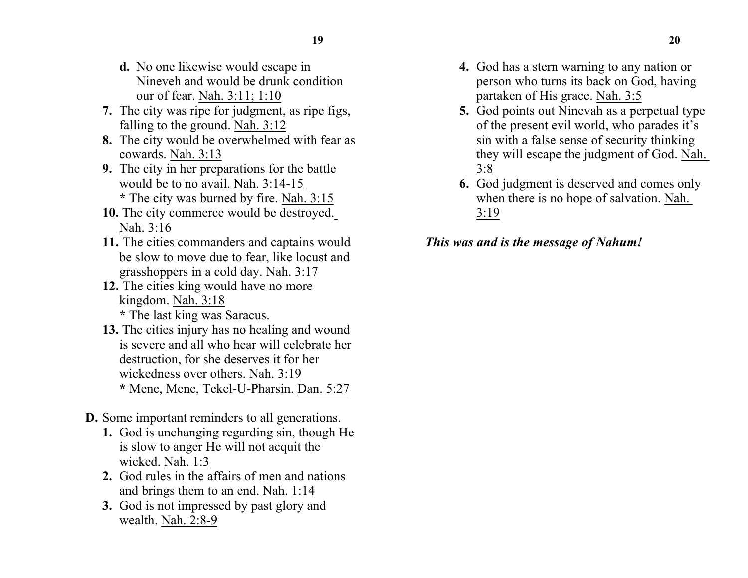- **d.** No one likewise would escape in Nineveh and would be drunk condition our of fear. Nah. 3:11; 1:10
- **7.** The city was ripe for judgment, as ripe figs, falling to the ground. Nah. 3:12
- **8.** The city would be overwhelmed with fear as cowards. Nah. 3:13
- **9.** The city in her preparations for the battle would be to no avail. Nah. 3:14-15
  **\*** The city was burned by fire. Nah. 3:15
- **10.** The city commerce would be destroyed. Nah. 3:16
- **11.** The cities commanders and captains would be slow to move due to fear, like locust and grasshoppers in a cold day. Nah. 3:17
- **12.** The cities king would have no more kingdom. Nah. 3:18
  **\*** The last king was Saracus.
- **13.** The cities injury has no healing and wound is severe and all who hear will celebrate her destruction, for she deserves it for her wickedness over others. Nah. 3:19
  **\*** Mene, Mene, Tekel-U-Pharsin. Dan. 5:27

**D.** Some important reminders to all generations.

- **1.** God is unchanging regarding sin, though He is slow to anger He will not acquit the wicked. Nah. 1:3
- **2.** God rules in the affairs of men and nations and brings them to an end. Nah. 1:14
- **3.** God is not impressed by past glory and wealth. Nah. 2:8-9
- **4.** God has a stern warning to any nation or person who turns its back on God, having partaken of His grace. Nah. 3:5
- **5.** God points out Ninevah as a perpetual type of the present evil world, who parades it's sin with a false sense of security thinking they will escape the judgment of God. Nah. 3:8
- **6.** God judgment is deserved and comes only when there is no hope of salvation. Nah. 3:19

***This was and is the message of Nahum!***